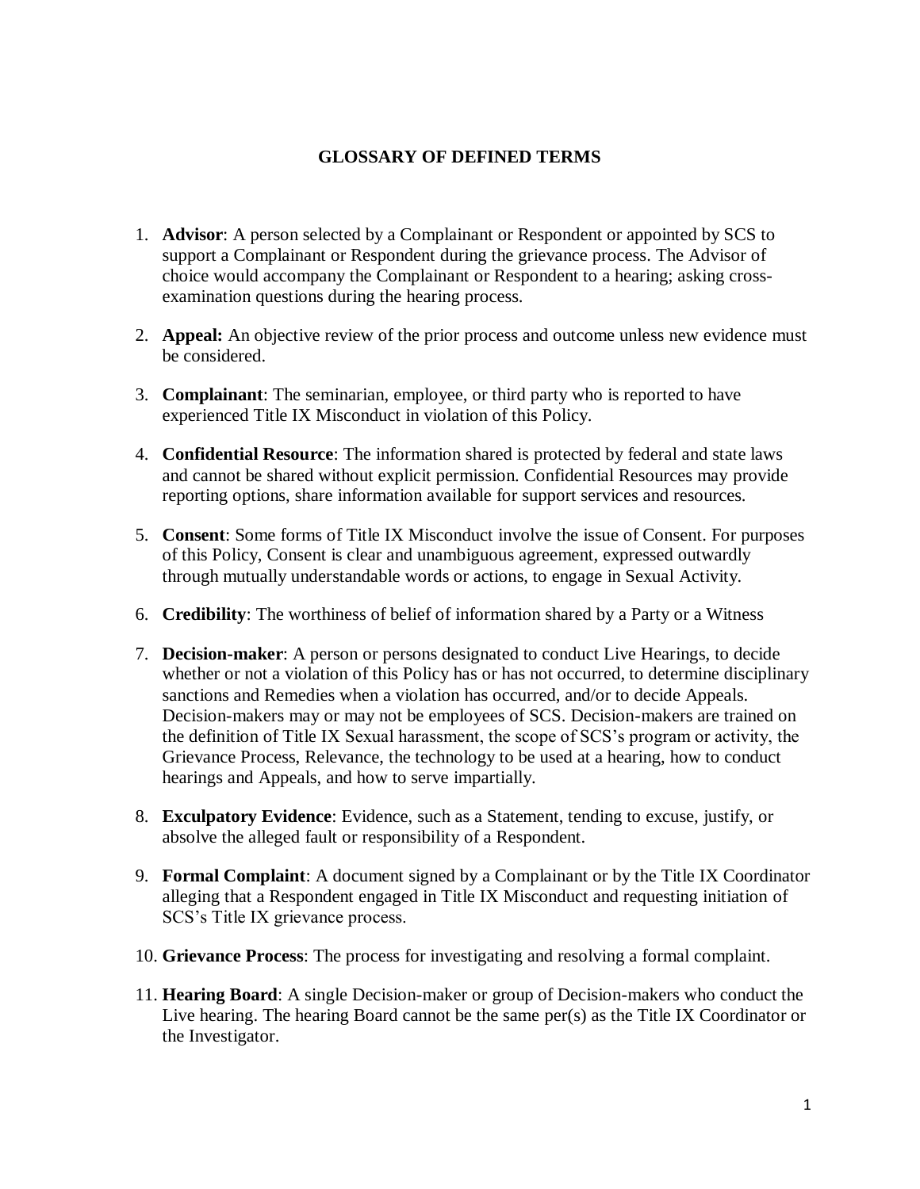# GLOSSARY OF DEFINED TERMS

1. **Advisor**: A person selected by a Complainant or Respondent or appointed by SCS to support a Complainant or Respondent during the grievance process. The Advisor of choice would accompany the Complainant or Respondent to a hearing; asking cross-examination questions during the hearing process.

2. **Appeal:** An objective review of the prior process and outcome unless new evidence must be considered.

3. **Complainant**: The seminarian, employee, or third party who is reported to have experienced Title IX Misconduct in violation of this Policy.

4. **Confidential Resource**: The information shared is protected by federal and state laws and cannot be shared without explicit permission. Confidential Resources may provide reporting options, share information available for support services and resources.

5. **Consent**: Some forms of Title IX Misconduct involve the issue of Consent. For purposes of this Policy, Consent is clear and unambiguous agreement, expressed outwardly through mutually understandable words or actions, to engage in Sexual Activity.

6. **Credibility**: The worthiness of belief of information shared by a Party or a Witness

7. **Decision-maker**: A person or persons designated to conduct Live Hearings, to decide whether or not a violation of this Policy has or has not occurred, to determine disciplinary sanctions and Remedies when a violation has occurred, and/or to decide Appeals. Decision-makers may or may not be employees of SCS. Decision-makers are trained on the definition of Title IX Sexual harassment, the scope of SCS's program or activity, the Grievance Process, Relevance, the technology to be used at a hearing, how to conduct hearings and Appeals, and how to serve impartially.

8. **Exculpatory Evidence**: Evidence, such as a Statement, tending to excuse, justify, or absolve the alleged fault or responsibility of a Respondent.

9. **Formal Complaint**: A document signed by a Complainant or by the Title IX Coordinator alleging that a Respondent engaged in Title IX Misconduct and requesting initiation of SCS's Title IX grievance process.

10. **Grievance Process**: The process for investigating and resolving a formal complaint.

11. **Hearing Board**: A single Decision-maker or group of Decision-makers who conduct the Live hearing. The hearing Board cannot be the same per(s) as the Title IX Coordinator or the Investigator.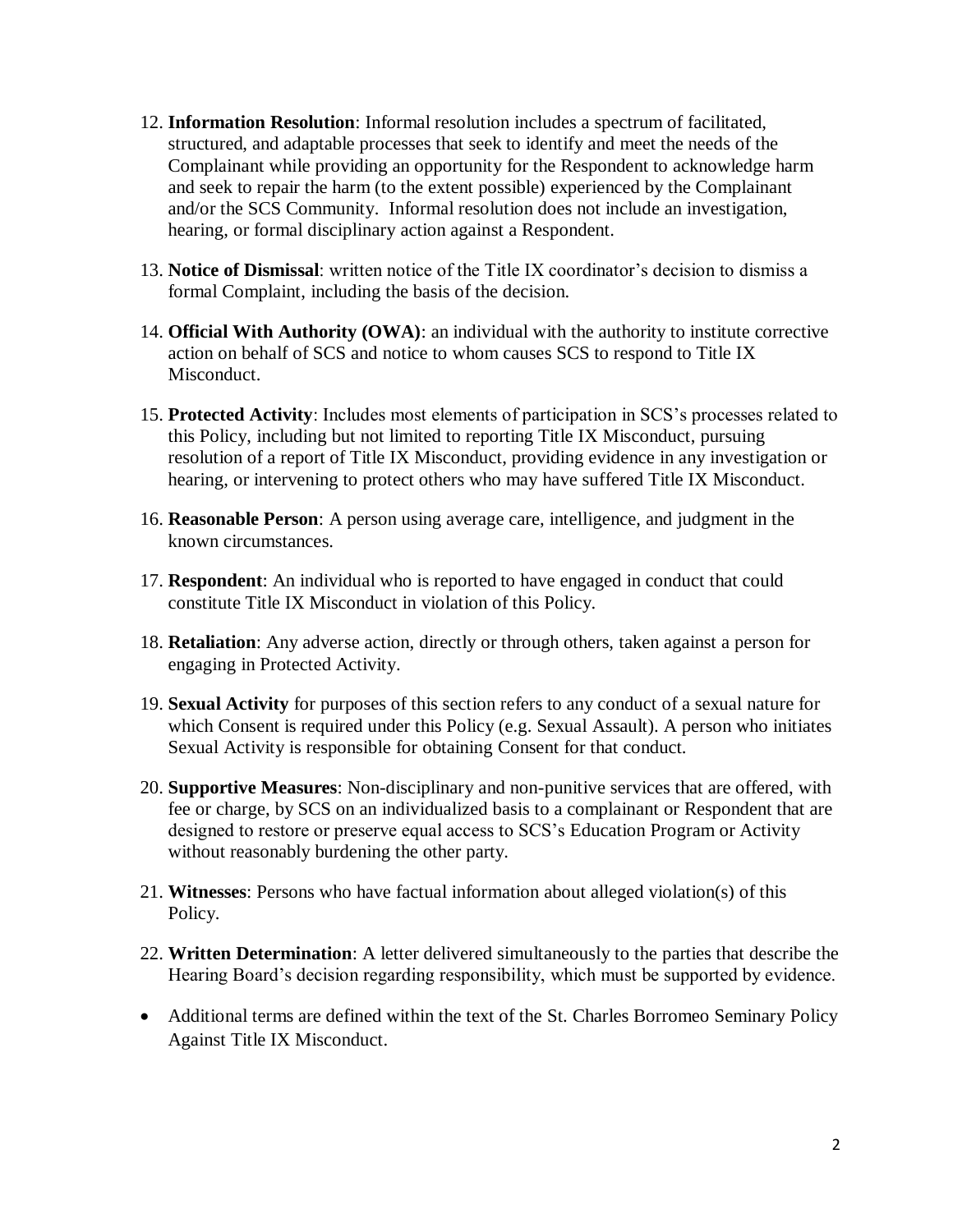12. **Information Resolution**: Informal resolution includes a spectrum of facilitated, structured, and adaptable processes that seek to identify and meet the needs of the Complainant while providing an opportunity for the Respondent to acknowledge harm and seek to repair the harm (to the extent possible) experienced by the Complainant and/or the SCS Community. Informal resolution does not include an investigation, hearing, or formal disciplinary action against a Respondent.

13. **Notice of Dismissal**: written notice of the Title IX coordinator's decision to dismiss a formal Complaint, including the basis of the decision.

14. **Official With Authority (OWA)**: an individual with the authority to institute corrective action on behalf of SCS and notice to whom causes SCS to respond to Title IX Misconduct.

15. **Protected Activity**: Includes most elements of participation in SCS's processes related to this Policy, including but not limited to reporting Title IX Misconduct, pursuing resolution of a report of Title IX Misconduct, providing evidence in any investigation or hearing, or intervening to protect others who may have suffered Title IX Misconduct.

16. **Reasonable Person**: A person using average care, intelligence, and judgment in the known circumstances.

17. **Respondent**: An individual who is reported to have engaged in conduct that could constitute Title IX Misconduct in violation of this Policy.

18. **Retaliation**: Any adverse action, directly or through others, taken against a person for engaging in Protected Activity.

19. **Sexual Activity** for purposes of this section refers to any conduct of a sexual nature for which Consent is required under this Policy (e.g. Sexual Assault). A person who initiates Sexual Activity is responsible for obtaining Consent for that conduct.

20. **Supportive Measures**: Non-disciplinary and non-punitive services that are offered, with fee or charge, by SCS on an individualized basis to a complainant or Respondent that are designed to restore or preserve equal access to SCS's Education Program or Activity without reasonably burdening the other party.

21. **Witnesses**: Persons who have factual information about alleged violation(s) of this Policy.

22. **Written Determination**: A letter delivered simultaneously to the parties that describe the Hearing Board's decision regarding responsibility, which must be supported by evidence.

- Additional terms are defined within the text of the St. Charles Borromeo Seminary Policy Against Title IX Misconduct.